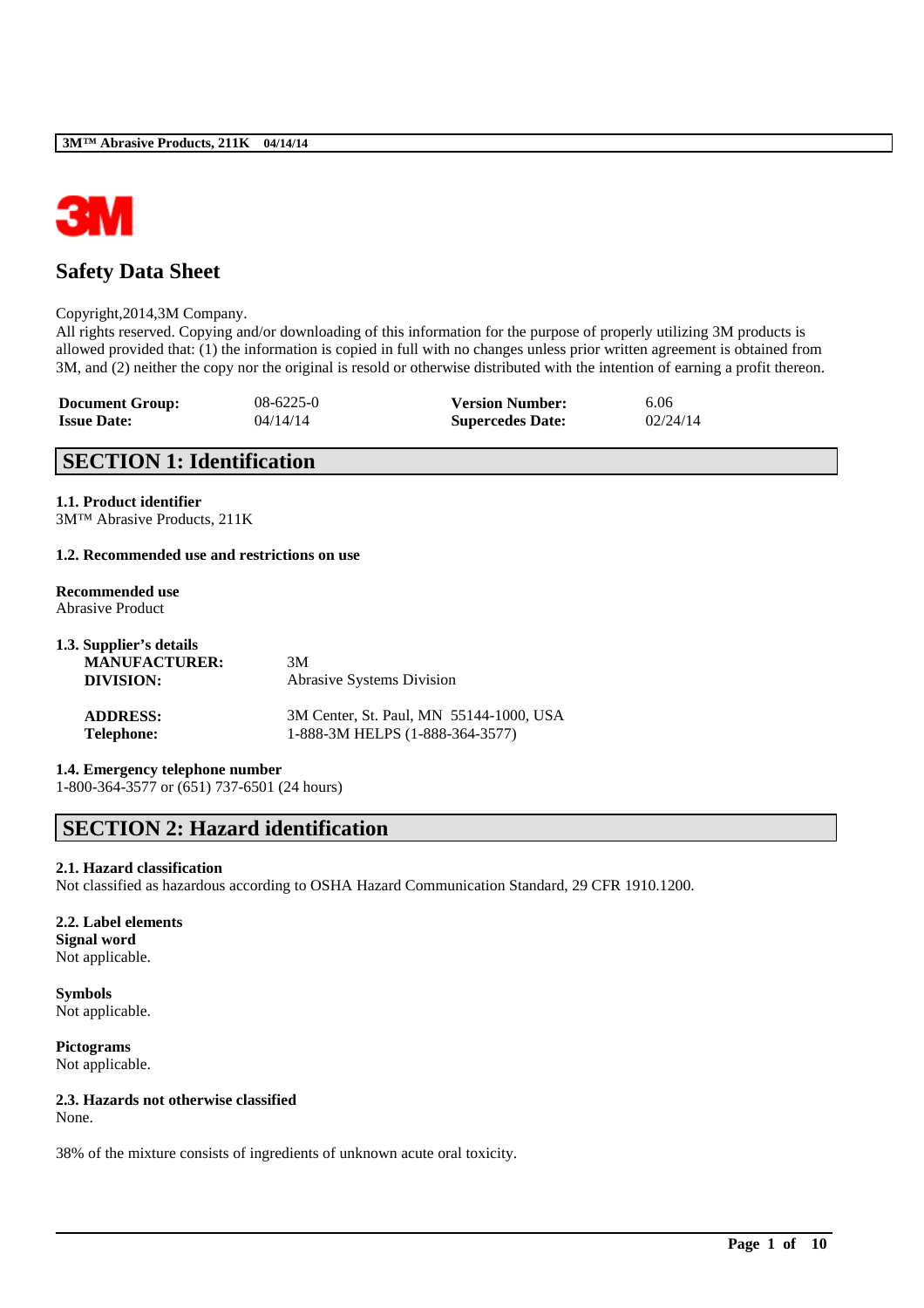# Safety Data Sheet

Copyright,2014,3M Company.
All rights reserved. Copying and/or downloading of this information for the purpose of properly utilizing 3M products is allowed provided that: (1) the information is copied in full with no changes unless prior written agreement is obtained from 3M, and (2) neither the copy nor the original is resold or otherwise distributed with the intention of earning a profit thereon.

| | | | |
|---|---|---|---|
| **Document Group:** | 08-6225-0 | **Version Number:** | 6.06 |
| **Issue Date:** | 04/14/14 | **Supercedes Date:** | 02/24/14 |

## SECTION 1: Identification

**1.1. Product identifier**
3M™ Abrasive Products, 211K

**1.2. Recommended use and restrictions on use**

**Recommended use**
Abrasive Product

**1.3. Supplier's details**

| | |
|---|---|
| **MANUFACTURER:** | 3M |
| **DIVISION:** | Abrasive Systems Division |
| **ADDRESS:** | 3M Center, St. Paul, MN 55144-1000, USA |
| **Telephone:** | 1-888-3M HELPS (1-888-364-3577) |

**1.4. Emergency telephone number**
1-800-364-3577 or (651) 737-6501 (24 hours)

## SECTION 2: Hazard identification

**2.1. Hazard classification**
Not classified as hazardous according to OSHA Hazard Communication Standard, 29 CFR 1910.1200.

**2.2. Label elements**
**Signal word**
Not applicable.

**Symbols**
Not applicable.

**Pictograms**
Not applicable.

**2.3. Hazards not otherwise classified**
None.

38% of the mixture consists of ingredients of unknown acute oral toxicity.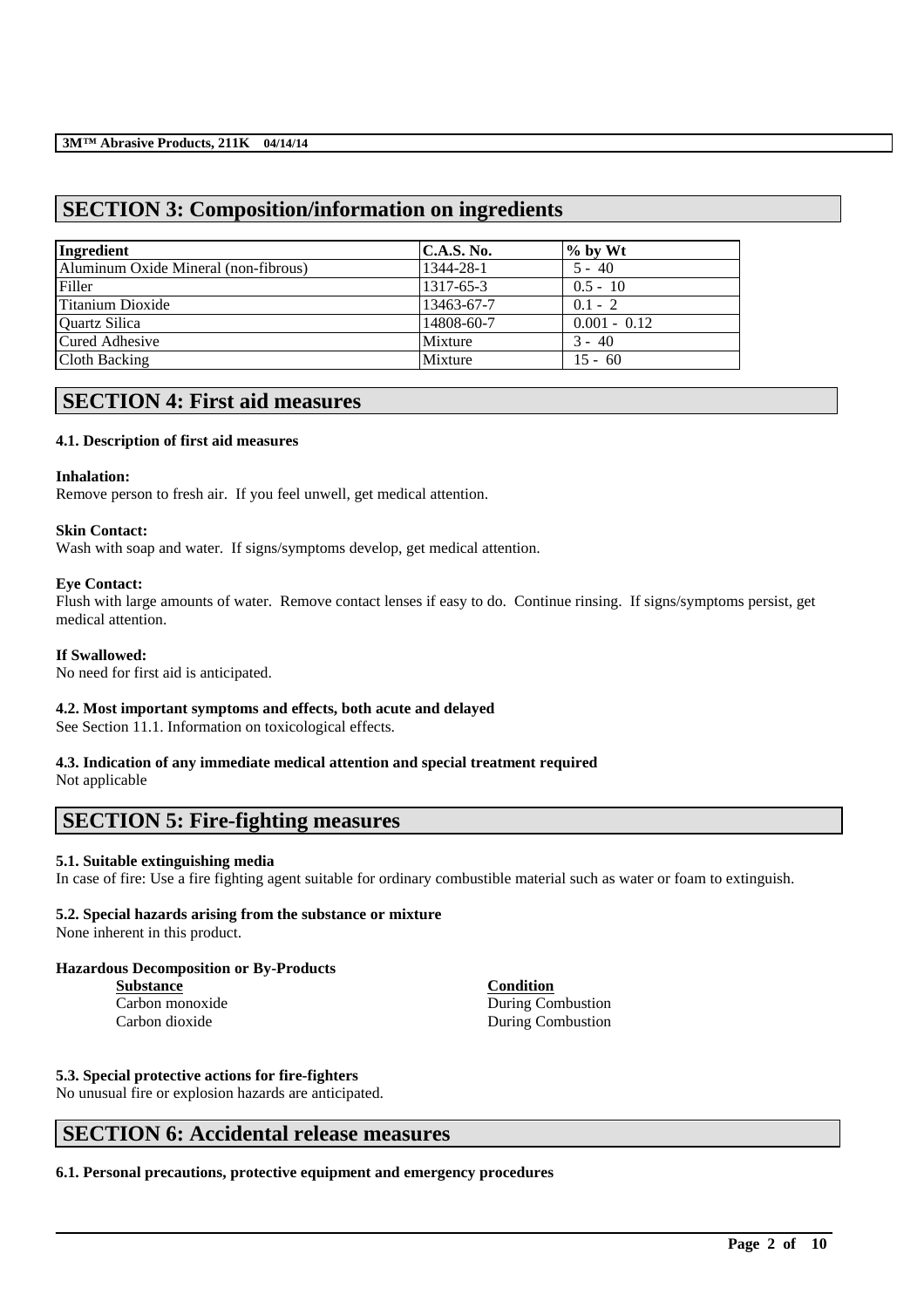## SECTION 3: Composition/information on ingredients

| Ingredient | C.A.S. No. | % by Wt |
|---|---|---|
| Aluminum Oxide Mineral (non-fibrous) | 1344-28-1 | 5 - 40 |
| Filler | 1317-65-3 | 0.5 - 10 |
| Titanium Dioxide | 13463-67-7 | 0.1 - 2 |
| Quartz Silica | 14808-60-7 | 0.001 - 0.12 |
| Cured Adhesive | Mixture | 3 - 40 |
| Cloth Backing | Mixture | 15 - 60 |

## SECTION 4: First aid measures

### 4.1. Description of first aid measures

**Inhalation:**
Remove person to fresh air. If you feel unwell, get medical attention.

**Skin Contact:**
Wash with soap and water. If signs/symptoms develop, get medical attention.

**Eye Contact:**
Flush with large amounts of water. Remove contact lenses if easy to do. Continue rinsing. If signs/symptoms persist, get medical attention.

**If Swallowed:**
No need for first aid is anticipated.

### 4.2. Most important symptoms and effects, both acute and delayed

See Section 11.1. Information on toxicological effects.

### 4.3. Indication of any immediate medical attention and special treatment required

Not applicable

## SECTION 5: Fire-fighting measures

### 5.1. Suitable extinguishing media

In case of fire: Use a fire fighting agent suitable for ordinary combustible material such as water or foam to extinguish.

### 5.2. Special hazards arising from the substance or mixture

None inherent in this product.

**Hazardous Decomposition or By-Products**

| Substance | Condition |
|---|---|
| Carbon monoxide | During Combustion |
| Carbon dioxide | During Combustion |

### 5.3. Special protective actions for fire-fighters

No unusual fire or explosion hazards are anticipated.

## SECTION 6: Accidental release measures

### 6.1. Personal precautions, protective equipment and emergency procedures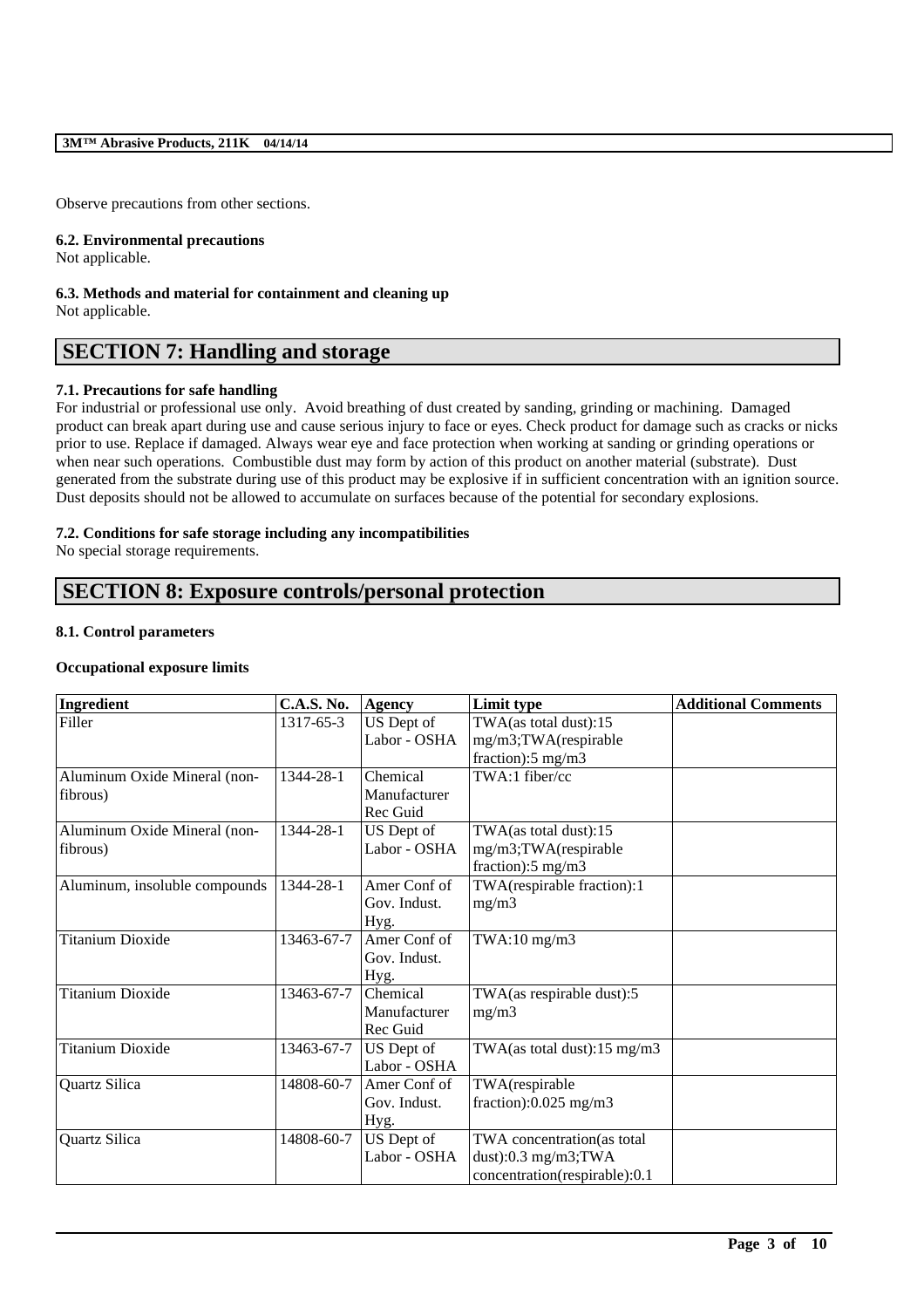Observe precautions from other sections.

### 6.2. Environmental precautions

Not applicable.

### 6.3. Methods and material for containment and cleaning up

Not applicable.

## SECTION 7: Handling and storage

### 7.1. Precautions for safe handling

For industrial or professional use only. Avoid breathing of dust created by sanding, grinding or machining. Damaged product can break apart during use and cause serious injury to face or eyes. Check product for damage such as cracks or nicks prior to use. Replace if damaged. Always wear eye and face protection when working at sanding or grinding operations or when near such operations. Combustible dust may form by action of this product on another material (substrate). Dust generated from the substrate during use of this product may be explosive if in sufficient concentration with an ignition source. Dust deposits should not be allowed to accumulate on surfaces because of the potential for secondary explosions.

### 7.2. Conditions for safe storage including any incompatibilities

No special storage requirements.

## SECTION 8: Exposure controls/personal protection

### 8.1. Control parameters

**Occupational exposure limits**

| Ingredient | C.A.S. No. | Agency | Limit type | Additional Comments |
|---|---|---|---|---|
| Filler | 1317-65-3 | US Dept of Labor - OSHA | TWA(as total dust):15 mg/m3;TWA(respirable fraction):5 mg/m3 | |
| Aluminum Oxide Mineral (non-fibrous) | 1344-28-1 | Chemical Manufacturer Rec Guid | TWA:1 fiber/cc | |
| Aluminum Oxide Mineral (non-fibrous) | 1344-28-1 | US Dept of Labor - OSHA | TWA(as total dust):15 mg/m3;TWA(respirable fraction):5 mg/m3 | |
| Aluminum, insoluble compounds | 1344-28-1 | Amer Conf of Gov. Indust. Hyg. | TWA(respirable fraction):1 mg/m3 | |
| Titanium Dioxide | 13463-67-7 | Amer Conf of Gov. Indust. Hyg. | TWA:10 mg/m3 | |
| Titanium Dioxide | 13463-67-7 | Chemical Manufacturer Rec Guid | TWA(as respirable dust):5 mg/m3 | |
| Titanium Dioxide | 13463-67-7 | US Dept of Labor - OSHA | TWA(as total dust):15 mg/m3 | |
| Quartz Silica | 14808-60-7 | Amer Conf of Gov. Indust. Hyg. | TWA(respirable fraction):0.025 mg/m3 | |
| Quartz Silica | 14808-60-7 | US Dept of Labor - OSHA | TWA concentration(as total dust):0.3 mg/m3;TWA concentration(respirable):0.1 | |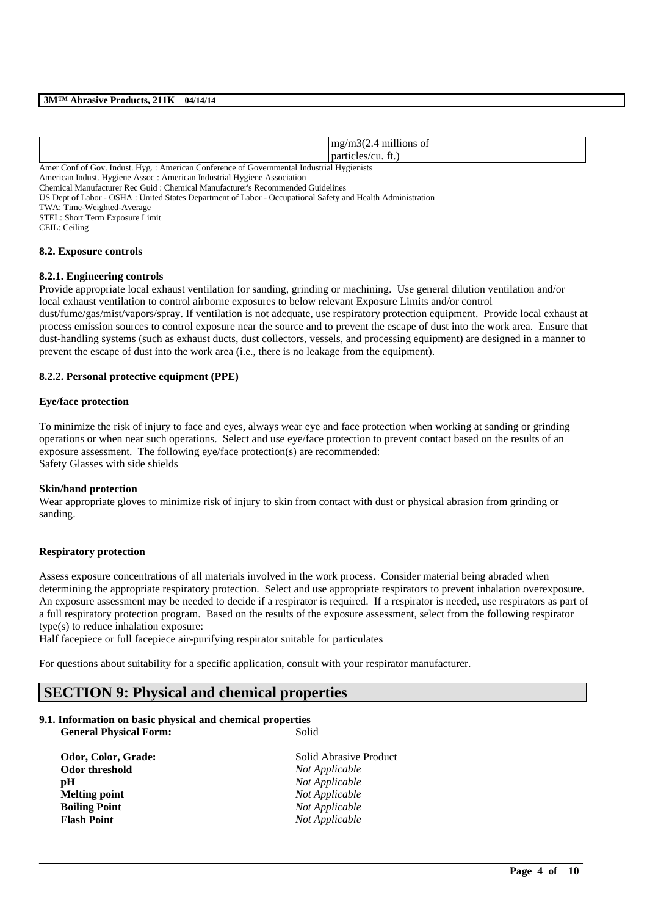| | | | mg/m3(2.4 millions of particles/cu. ft.) | |
|---|---|---|---|---|

Amer Conf of Gov. Indust. Hyg. : American Conference of Governmental Industrial Hygienists
American Indust. Hygiene Assoc : American Industrial Hygiene Association
Chemical Manufacturer Rec Guid : Chemical Manufacturer's Recommended Guidelines
US Dept of Labor - OSHA : United States Department of Labor - Occupational Safety and Health Administration
TWA: Time-Weighted-Average
STEL: Short Term Exposure Limit
CEIL: Ceiling

### 8.2. Exposure controls

#### 8.2.1. Engineering controls

Provide appropriate local exhaust ventilation for sanding, grinding or machining. Use general dilution ventilation and/or local exhaust ventilation to control airborne exposures to below relevant Exposure Limits and/or control dust/fume/gas/mist/vapors/spray. If ventilation is not adequate, use respiratory protection equipment. Provide local exhaust at process emission sources to control exposure near the source and to prevent the escape of dust into the work area. Ensure that dust-handling systems (such as exhaust ducts, dust collectors, vessels, and processing equipment) are designed in a manner to prevent the escape of dust into the work area (i.e., there is no leakage from the equipment).

#### 8.2.2. Personal protective equipment (PPE)

**Eye/face protection**

To minimize the risk of injury to face and eyes, always wear eye and face protection when working at sanding or grinding operations or when near such operations. Select and use eye/face protection to prevent contact based on the results of an exposure assessment. The following eye/face protection(s) are recommended:
Safety Glasses with side shields

**Skin/hand protection**

Wear appropriate gloves to minimize risk of injury to skin from contact with dust or physical abrasion from grinding or sanding.

**Respiratory protection**

Assess exposure concentrations of all materials involved in the work process. Consider material being abraded when determining the appropriate respiratory protection. Select and use appropriate respirators to prevent inhalation overexposure. An exposure assessment may be needed to decide if a respirator is required. If a respirator is needed, use respirators as part of a full respiratory protection program. Based on the results of the exposure assessment, select from the following respirator type(s) to reduce inhalation exposure:
Half facepiece or full facepiece air-purifying respirator suitable for particulates

For questions about suitability for a specific application, consult with your respirator manufacturer.

## SECTION 9: Physical and chemical properties

### 9.1. Information on basic physical and chemical properties

| | |
|---|---|
| **General Physical Form:** | Solid |
| **Odor, Color, Grade:** | Solid Abrasive Product |
| **Odor threshold** | *Not Applicable* |
| **pH** | *Not Applicable* |
| **Melting point** | *Not Applicable* |
| **Boiling Point** | *Not Applicable* |
| **Flash Point** | *Not Applicable* |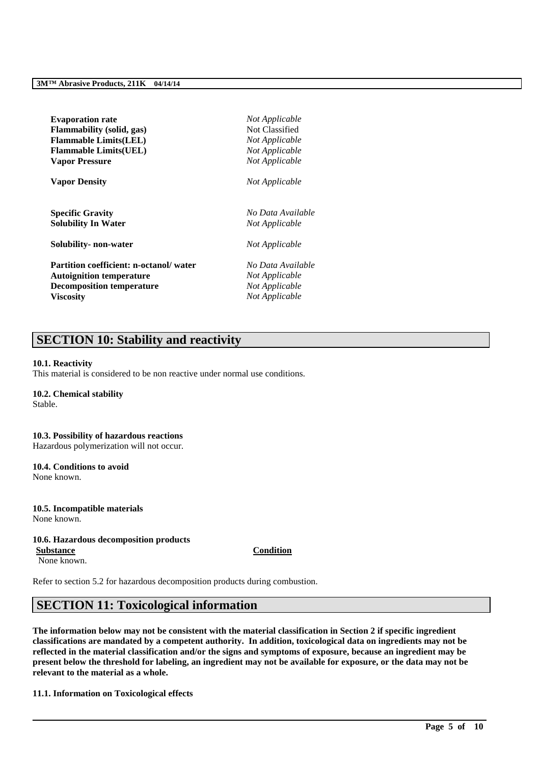| | |
|---|---|
| **Evaporation rate** | *Not Applicable* |
| **Flammability (solid, gas)** | Not Classified |
| **Flammable Limits(LEL)** | *Not Applicable* |
| **Flammable Limits(UEL)** | *Not Applicable* |
| **Vapor Pressure** | *Not Applicable* |
| **Vapor Density** | *Not Applicable* |
| **Specific Gravity** | *No Data Available* |
| **Solubility In Water** | *Not Applicable* |
| **Solubility- non-water** | *Not Applicable* |
| **Partition coefficient: n-octanol/ water** | *No Data Available* |
| **Autoignition temperature** | *Not Applicable* |
| **Decomposition temperature** | *Not Applicable* |
| **Viscosity** | *Not Applicable* |

## SECTION 10: Stability and reactivity

**10.1. Reactivity**

This material is considered to be non reactive under normal use conditions.

**10.2. Chemical stability**

Stable.

**10.3. Possibility of hazardous reactions**

Hazardous polymerization will not occur.

**10.4. Conditions to avoid**

None known.

**10.5. Incompatible materials**

None known.

**10.6. Hazardous decomposition products**

| Substance | Condition |
|---|---|
| None known. | |

Refer to section 5.2 for hazardous decomposition products during combustion.

## SECTION 11: Toxicological information

**The information below may not be consistent with the material classification in Section 2 if specific ingredient classifications are mandated by a competent authority. In addition, toxicological data on ingredients may not be reflected in the material classification and/or the signs and symptoms of exposure, because an ingredient may be present below the threshold for labeling, an ingredient may not be available for exposure, or the data may not be relevant to the material as a whole.**

**11.1. Information on Toxicological effects**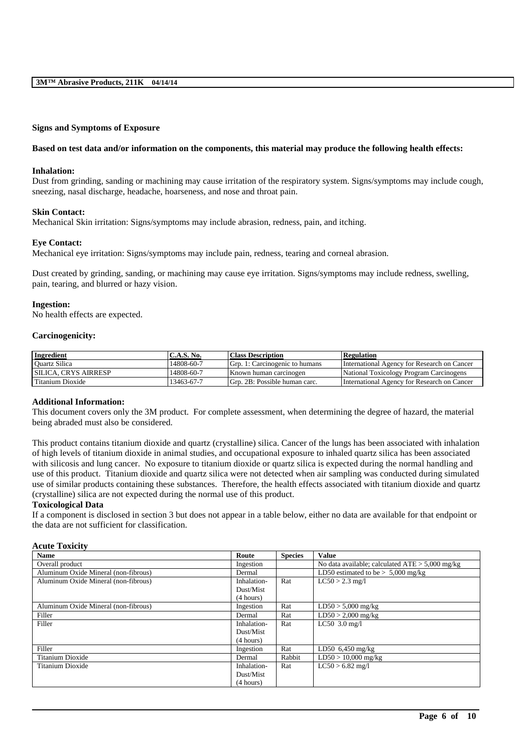**Signs and Symptoms of Exposure**

**Based on test data and/or information on the components, this material may produce the following health effects:**

**Inhalation:**
Dust from grinding, sanding or machining may cause irritation of the respiratory system. Signs/symptoms may include cough, sneezing, nasal discharge, headache, hoarseness, and nose and throat pain.

**Skin Contact:**
Mechanical Skin irritation: Signs/symptoms may include abrasion, redness, pain, and itching.

**Eye Contact:**
Mechanical eye irritation: Signs/symptoms may include pain, redness, tearing and corneal abrasion.

Dust created by grinding, sanding, or machining may cause eye irritation. Signs/symptoms may include redness, swelling, pain, tearing, and blurred or hazy vision.

**Ingestion:**
No health effects are expected.

**Carcinogenicity:**

| Ingredient | C.A.S. No. | Class Description | Regulation |
|---|---|---|---|
| Quartz Silica | 14808-60-7 | Grp. 1: Carcinogenic to humans | International Agency for Research on Cancer |
| SILICA, CRYS AIRRESP | 14808-60-7 | Known human carcinogen | National Toxicology Program Carcinogens |
| Titanium Dioxide | 13463-67-7 | Grp. 2B: Possible human carc. | International Agency for Research on Cancer |

**Additional Information:**
This document covers only the 3M product. For complete assessment, when determining the degree of hazard, the material being abraded must also be considered.

This product contains titanium dioxide and quartz (crystalline) silica. Cancer of the lungs has been associated with inhalation of high levels of titanium dioxide in animal studies, and occupational exposure to inhaled quartz silica has been associated with silicosis and lung cancer. No exposure to titanium dioxide or quartz silica is expected during the normal handling and use of this product. Titanium dioxide and quartz silica were not detected when air sampling was conducted during simulated use of similar products containing these substances. Therefore, the health effects associated with titanium dioxide and quartz (crystalline) silica are not expected during the normal use of this product.

**Toxicological Data**
If a component is disclosed in section 3 but does not appear in a table below, either no data are available for that endpoint or the data are not sufficient for classification.

**Acute Toxicity**

| Name | Route | Species | Value |
|---|---|---|---|
| Overall product | Ingestion | | No data available; calculated ATE > 5,000 mg/kg |
| Aluminum Oxide Mineral (non-fibrous) | Dermal | | LD50 estimated to be > 5,000 mg/kg |
| Aluminum Oxide Mineral (non-fibrous) | Inhalation-Dust/Mist (4 hours) | Rat | LC50 > 2.3 mg/l |
| Aluminum Oxide Mineral (non-fibrous) | Ingestion | Rat | LD50 > 5,000 mg/kg |
| Filler | Dermal | Rat | LD50 > 2,000 mg/kg |
| Filler | Inhalation-Dust/Mist (4 hours) | Rat | LC50 3.0 mg/l |
| Filler | Ingestion | Rat | LD50 6,450 mg/kg |
| Titanium Dioxide | Dermal | Rabbit | LD50 > 10,000 mg/kg |
| Titanium Dioxide | Inhalation-Dust/Mist (4 hours) | Rat | LC50 > 6.82 mg/l |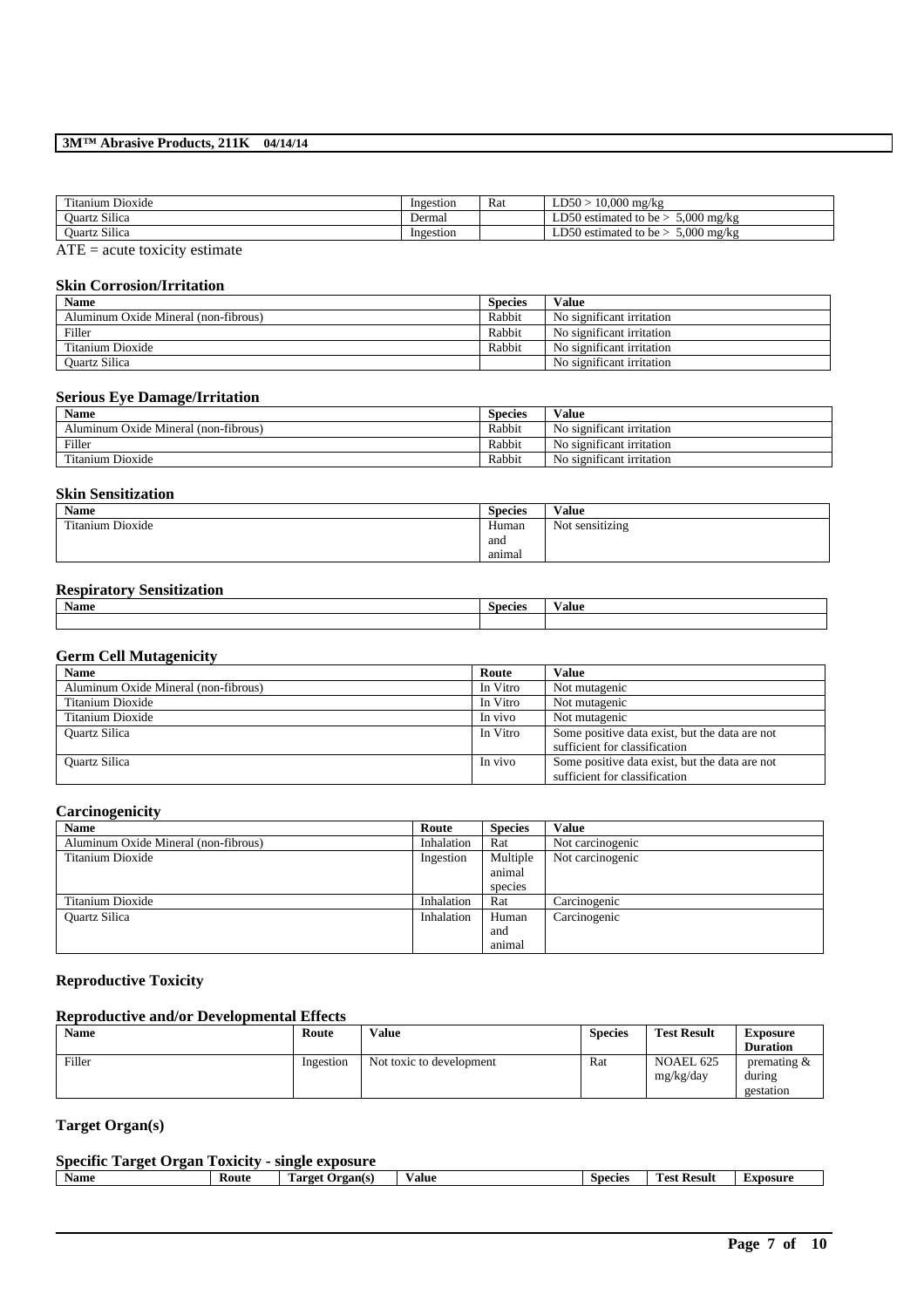| Titanium Dioxide | Ingestion | Rat | LD50 > 10,000 mg/kg |
|---|---|---|---|
| Quartz Silica | Dermal | | LD50 estimated to be > 5,000 mg/kg |
| Quartz Silica | Ingestion | | LD50 estimated to be > 5,000 mg/kg |

ATE = acute toxicity estimate

### Skin Corrosion/Irritation

| Name | Species | Value |
|---|---|---|
| Aluminum Oxide Mineral (non-fibrous) | Rabbit | No significant irritation |
| Filler | Rabbit | No significant irritation |
| Titanium Dioxide | Rabbit | No significant irritation |
| Quartz Silica | | No significant irritation |

### Serious Eye Damage/Irritation

| Name | Species | Value |
|---|---|---|
| Aluminum Oxide Mineral (non-fibrous) | Rabbit | No significant irritation |
| Filler | Rabbit | No significant irritation |
| Titanium Dioxide | Rabbit | No significant irritation |

### Skin Sensitization

| Name | Species | Value |
|---|---|---|
| Titanium Dioxide | Human and animal | Not sensitizing |

### Respiratory Sensitization

| Name | Species | Value |
|---|---|---|
| | | |

### Germ Cell Mutagenicity

| Name | Route | Value |
|---|---|---|
| Aluminum Oxide Mineral (non-fibrous) | In Vitro | Not mutagenic |
| Titanium Dioxide | In Vitro | Not mutagenic |
| Titanium Dioxide | In vivo | Not mutagenic |
| Quartz Silica | In Vitro | Some positive data exist, but the data are not sufficient for classification |
| Quartz Silica | In vivo | Some positive data exist, but the data are not sufficient for classification |

### Carcinogenicity

| Name | Route | Species | Value |
|---|---|---|---|
| Aluminum Oxide Mineral (non-fibrous) | Inhalation | Rat | Not carcinogenic |
| Titanium Dioxide | Ingestion | Multiple animal species | Not carcinogenic |
| Titanium Dioxide | Inhalation | Rat | Carcinogenic |
| Quartz Silica | Inhalation | Human and animal | Carcinogenic |

### Reproductive Toxicity

### Reproductive and/or Developmental Effects

| Name | Route | Value | Species | Test Result | Exposure Duration |
|---|---|---|---|---|---|
| Filler | Ingestion | Not toxic to development | Rat | NOAEL 625 mg/kg/day | premating & during gestation |

### Target Organ(s)

### Specific Target Organ Toxicity - single exposure

| Name | Route | Target Organ(s) | Value | Species | Test Result | Exposure |
|---|---|---|---|---|---|---|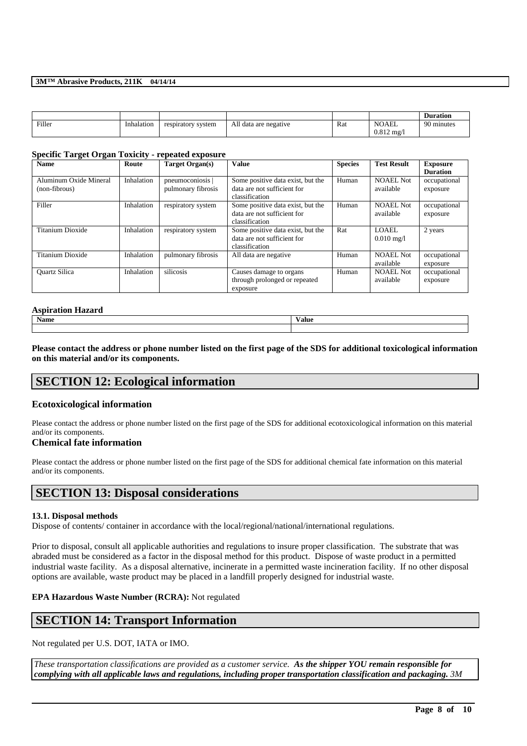| | | | | | | Duration |
|---|---|---|---|---|---|---|
| Filler | Inhalation | respiratory system | All data are negative | Rat | NOAEL 0.812 mg/l | 90 minutes |

**Specific Target Organ Toxicity - repeated exposure**

| Name | Route | Target Organ(s) | Value | Species | Test Result | Exposure Duration |
|---|---|---|---|---|---|---|
| Aluminum Oxide Mineral (non-fibrous) | Inhalation | pneumoconiosis \| pulmonary fibrosis | Some positive data exist, but the data are not sufficient for classification | Human | NOAEL Not available | occupational exposure |
| Filler | Inhalation | respiratory system | Some positive data exist, but the data are not sufficient for classification | Human | NOAEL Not available | occupational exposure |
| Titanium Dioxide | Inhalation | respiratory system | Some positive data exist, but the data are not sufficient for classification | Rat | LOAEL 0.010 mg/l | 2 years |
| Titanium Dioxide | Inhalation | pulmonary fibrosis | All data are negative | Human | NOAEL Not available | occupational exposure |
| Quartz Silica | Inhalation | silicosis | Causes damage to organs through prolonged or repeated exposure | Human | NOAEL Not available | occupational exposure |

**Aspiration Hazard**

| Name | Value |
|---|---|
| | |

**Please contact the address or phone number listed on the first page of the SDS for additional toxicological information on this material and/or its components.**

# SECTION 12: Ecological information

### Ecotoxicological information

Please contact the address or phone number listed on the first page of the SDS for additional ecotoxicological information on this material and/or its components.

### Chemical fate information

Please contact the address or phone number listed on the first page of the SDS for additional chemical fate information on this material and/or its components.

# SECTION 13: Disposal considerations

**13.1. Disposal methods**

Dispose of contents/ container in accordance with the local/regional/national/international regulations.

Prior to disposal, consult all applicable authorities and regulations to insure proper classification. The substrate that was abraded must be considered as a factor in the disposal method for this product. Dispose of waste product in a permitted industrial waste facility. As a disposal alternative, incinerate in a permitted waste incineration facility. If no other disposal options are available, waste product may be placed in a landfill properly designed for industrial waste.

**EPA Hazardous Waste Number (RCRA):** Not regulated

# SECTION 14: Transport Information

Not regulated per U.S. DOT, IATA or IMO.

*These transportation classifications are provided as a customer service.* ***As the shipper YOU remain responsible for complying with all applicable laws and regulations, including proper transportation classification and packaging.*** *3M*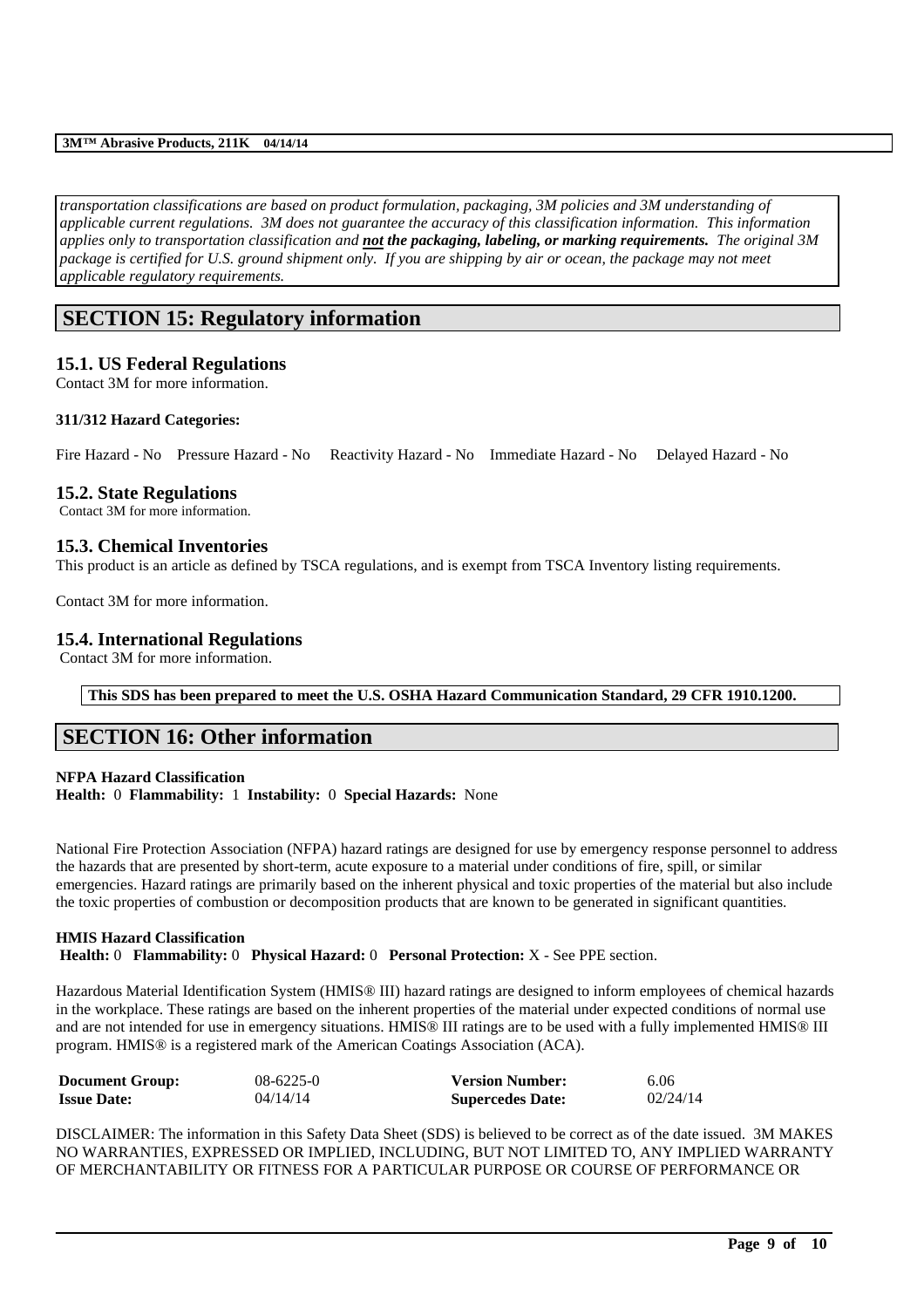*transportation classifications are based on product formulation, packaging, 3M policies and 3M understanding of applicable current regulations. 3M does not guarantee the accuracy of this classification information. This information applies only to transportation classification and **not** the packaging, labeling, or marking requirements. The original 3M package is certified for U.S. ground shipment only. If you are shipping by air or ocean, the package may not meet applicable regulatory requirements.*

## SECTION 15: Regulatory information

### 15.1. US Federal Regulations

Contact 3M for more information.

**311/312 Hazard Categories:**

Fire Hazard - No    Pressure Hazard - No    Reactivity Hazard - No    Immediate Hazard - No    Delayed Hazard - No

### 15.2. State Regulations

Contact 3M for more information.

### 15.3. Chemical Inventories

This product is an article as defined by TSCA regulations, and is exempt from TSCA Inventory listing requirements.

Contact 3M for more information.

### 15.4. International Regulations

Contact 3M for more information.

**This SDS has been prepared to meet the U.S. OSHA Hazard Communication Standard, 29 CFR 1910.1200.**

## SECTION 16: Other information

**NFPA Hazard Classification**
**Health:** 0 **Flammability:** 1 **Instability:** 0 **Special Hazards:** None

National Fire Protection Association (NFPA) hazard ratings are designed for use by emergency response personnel to address the hazards that are presented by short-term, acute exposure to a material under conditions of fire, spill, or similar emergencies. Hazard ratings are primarily based on the inherent physical and toxic properties of the material but also include the toxic properties of combustion or decomposition products that are known to be generated in significant quantities.

**HMIS Hazard Classification**
**Health:** 0 **Flammability:** 0 **Physical Hazard:** 0 **Personal Protection:** X - See PPE section.

Hazardous Material Identification System (HMIS® III) hazard ratings are designed to inform employees of chemical hazards in the workplace. These ratings are based on the inherent properties of the material under expected conditions of normal use and are not intended for use in emergency situations. HMIS® III ratings are to be used with a fully implemented HMIS® III program. HMIS® is a registered mark of the American Coatings Association (ACA).

| | | | |
|---|---|---|---|
| **Document Group:** | 08-6225-0 | **Version Number:** | 6.06 |
| **Issue Date:** | 04/14/14 | **Supercedes Date:** | 02/24/14 |

DISCLAIMER: The information in this Safety Data Sheet (SDS) is believed to be correct as of the date issued. 3M MAKES NO WARRANTIES, EXPRESSED OR IMPLIED, INCLUDING, BUT NOT LIMITED TO, ANY IMPLIED WARRANTY OF MERCHANTABILITY OR FITNESS FOR A PARTICULAR PURPOSE OR COURSE OF PERFORMANCE OR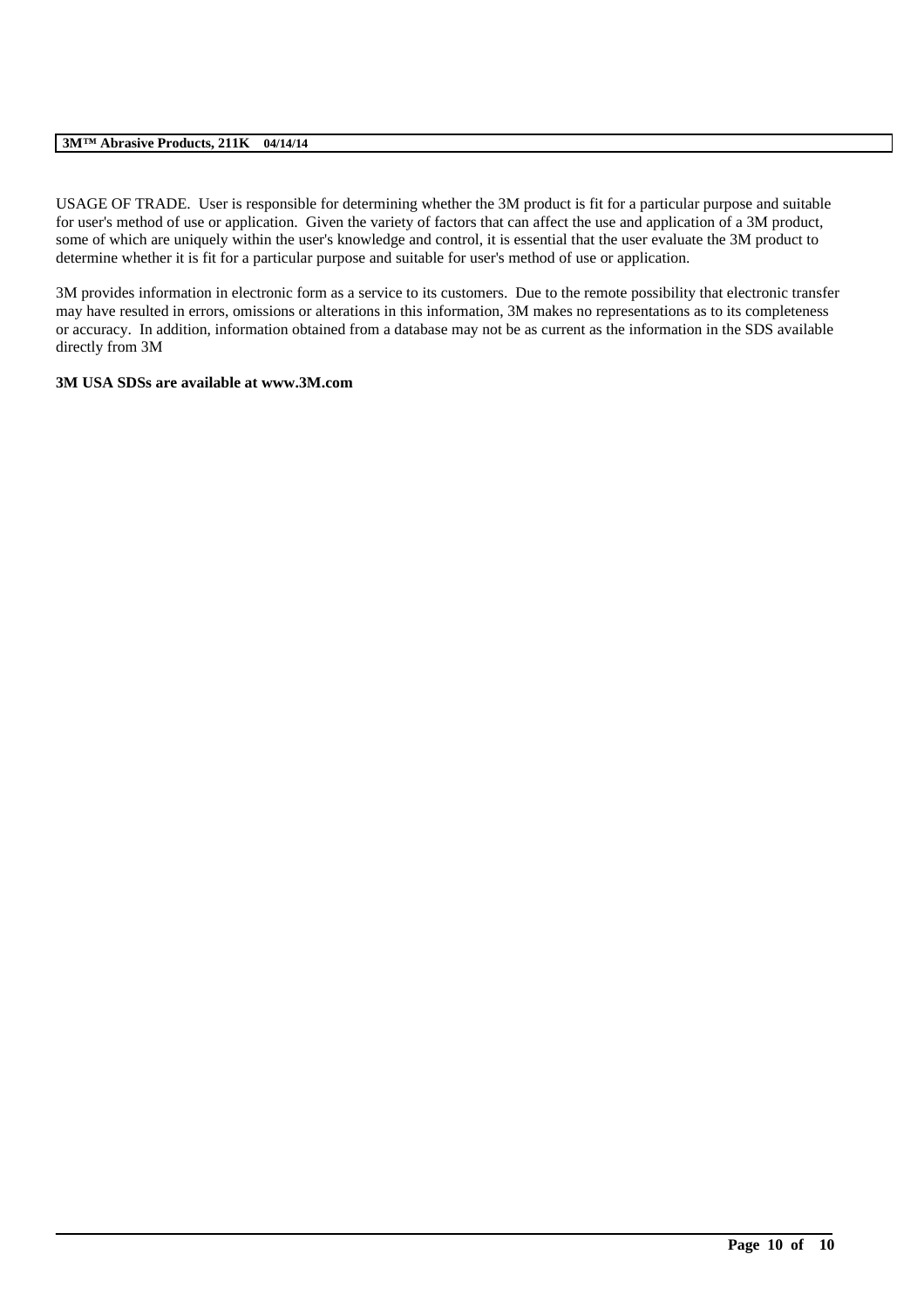USAGE OF TRADE. User is responsible for determining whether the 3M product is fit for a particular purpose and suitable for user's method of use or application. Given the variety of factors that can affect the use and application of a 3M product, some of which are uniquely within the user's knowledge and control, it is essential that the user evaluate the 3M product to determine whether it is fit for a particular purpose and suitable for user's method of use or application.

3M provides information in electronic form as a service to its customers. Due to the remote possibility that electronic transfer may have resulted in errors, omissions or alterations in this information, 3M makes no representations as to its completeness or accuracy. In addition, information obtained from a database may not be as current as the information in the SDS available directly from 3M

**3M USA SDSs are available at www.3M.com**